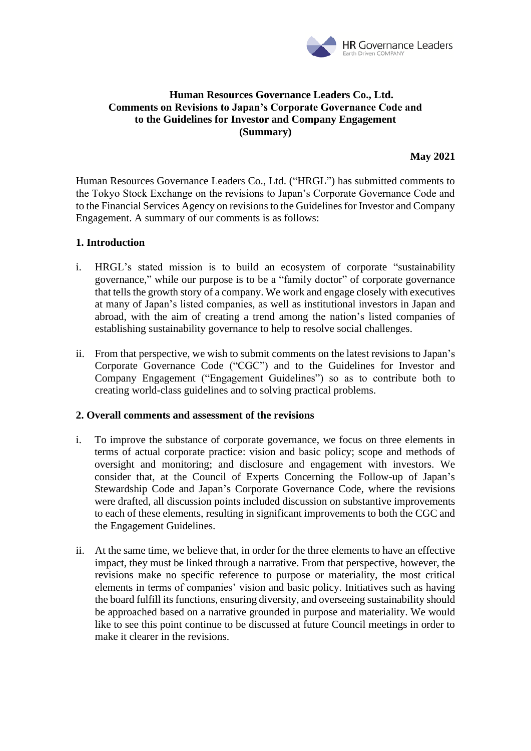# Human Resources Governance Leaders Co., Ltd.
# Comments on Revisions to Japan's Corporate Governance Code and to the Guidelines for Investor and Company Engagement (Summary)

**May 2021**

Human Resources Governance Leaders Co., Ltd. ("HRGL") has submitted comments to the Tokyo Stock Exchange on the revisions to Japan's Corporate Governance Code and to the Financial Services Agency on revisions to the Guidelines for Investor and Company Engagement. A summary of our comments is as follows:

## 1. Introduction

i. HRGL's stated mission is to build an ecosystem of corporate "sustainability governance," while our purpose is to be a "family doctor" of corporate governance that tells the growth story of a company. We work and engage closely with executives at many of Japan's listed companies, as well as institutional investors in Japan and abroad, with the aim of creating a trend among the nation's listed companies of establishing sustainability governance to help to resolve social challenges.

ii. From that perspective, we wish to submit comments on the latest revisions to Japan's Corporate Governance Code ("CGC") and to the Guidelines for Investor and Company Engagement ("Engagement Guidelines") so as to contribute both to creating world-class guidelines and to solving practical problems.

## 2. Overall comments and assessment of the revisions

i. To improve the substance of corporate governance, we focus on three elements in terms of actual corporate practice: vision and basic policy; scope and methods of oversight and monitoring; and disclosure and engagement with investors. We consider that, at the Council of Experts Concerning the Follow-up of Japan's Stewardship Code and Japan's Corporate Governance Code, where the revisions were drafted, all discussion points included discussion on substantive improvements to each of these elements, resulting in significant improvements to both the CGC and the Engagement Guidelines.

ii. At the same time, we believe that, in order for the three elements to have an effective impact, they must be linked through a narrative. From that perspective, however, the revisions make no specific reference to purpose or materiality, the most critical elements in terms of companies' vision and basic policy. Initiatives such as having the board fulfill its functions, ensuring diversity, and overseeing sustainability should be approached based on a narrative grounded in purpose and materiality. We would like to see this point continue to be discussed at future Council meetings in order to make it clearer in the revisions.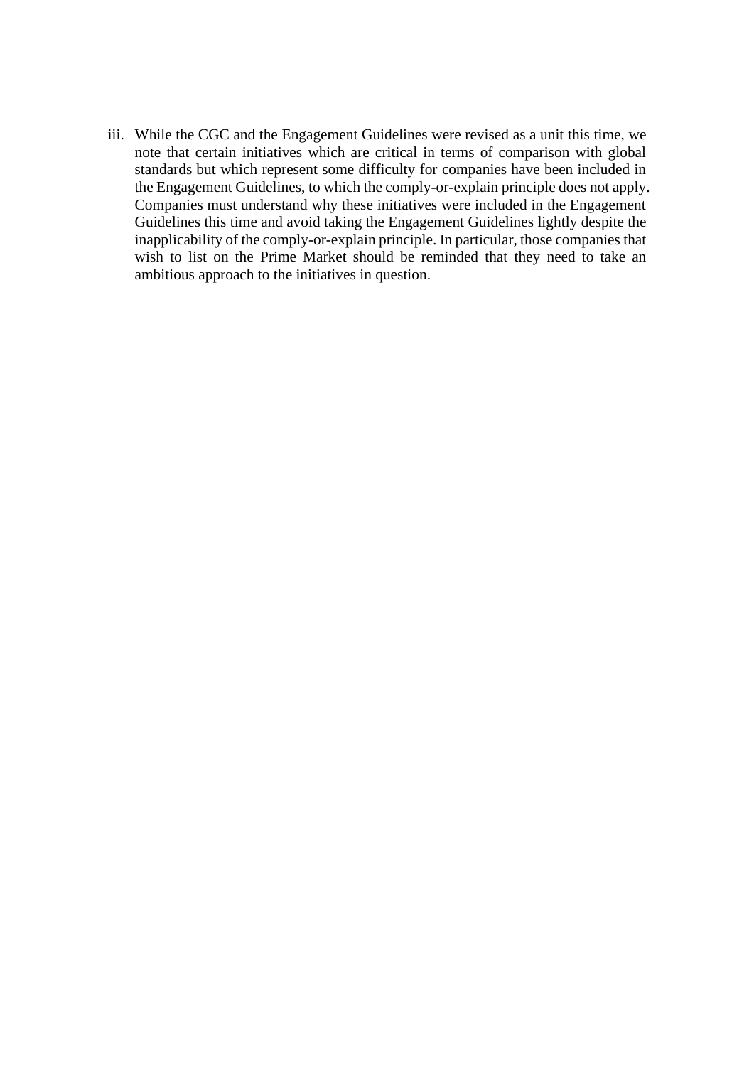iii. While the CGC and the Engagement Guidelines were revised as a unit this time, we note that certain initiatives which are critical in terms of comparison with global standards but which represent some difficulty for companies have been included in the Engagement Guidelines, to which the comply-or-explain principle does not apply. Companies must understand why these initiatives were included in the Engagement Guidelines this time and avoid taking the Engagement Guidelines lightly despite the inapplicability of the comply-or-explain principle. In particular, those companies that wish to list on the Prime Market should be reminded that they need to take an ambitious approach to the initiatives in question.